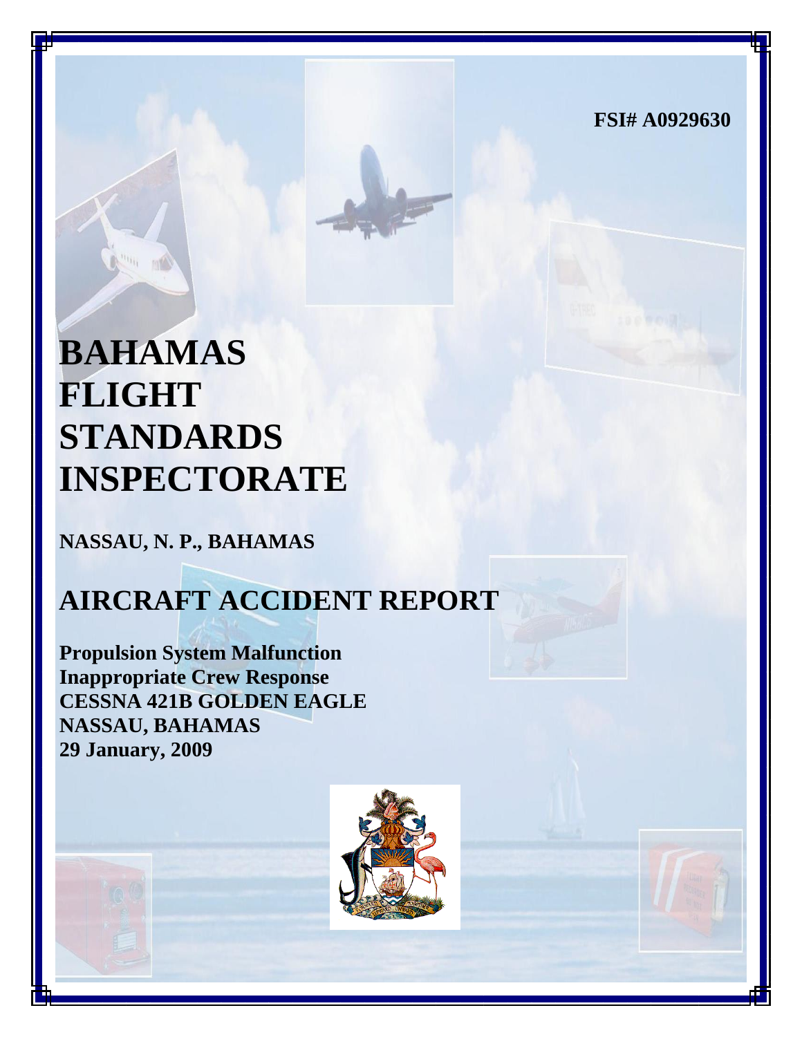FSI# A0929630

# BAHAMAS FLIGHT STANDARDS INSPECTORATE

**NASSAU, N. P., BAHAMAS**

# AIRCRAFT ACCIDENT REPORT

**Propulsion System Malfunction**
**Inappropriate Crew Response**
**CESSNA 421B GOLDEN EAGLE**
**NASSAU, BAHAMAS**
**29 January, 2009**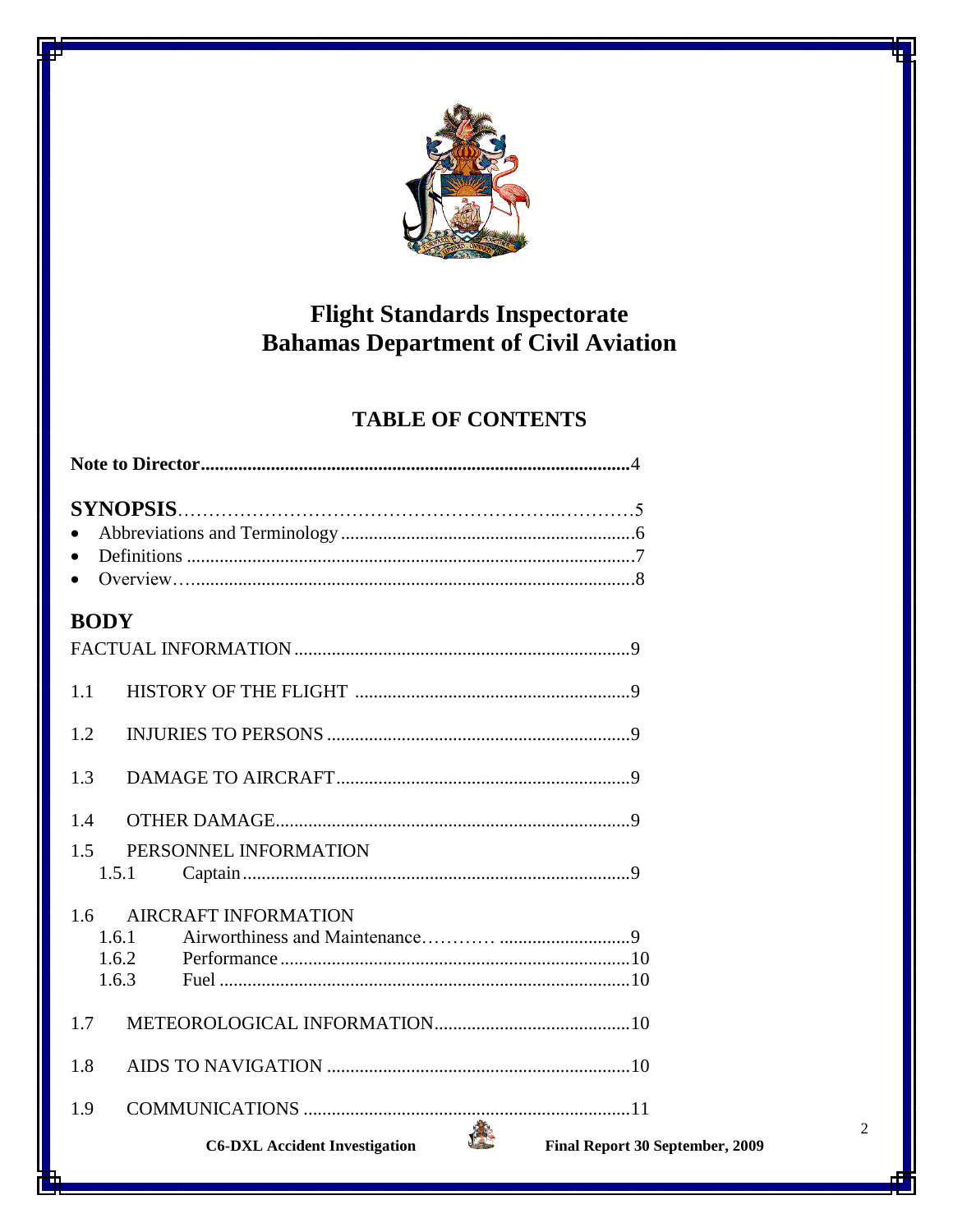# Flight Standards Inspectorate
# Bahamas Department of Civil Aviation

## TABLE OF CONTENTS

**Note to Director**....................................................................................4

**SYNOPSIS**………………………………………………..…………5
- Abbreviations and Terminology ..............................................................6
- Definitions ...............................................................................................7
- Overview…..............................................................................................8

## BODY

FACTUAL INFORMATION .......................................................................9

1.1 HISTORY OF THE FLIGHT ..........................................................9

1.2 INJURIES TO PERSONS ................................................................9

1.3 DAMAGE TO AIRCRAFT..............................................................9

1.4 OTHER DAMAGE...........................................................................9

1.5 PERSONNEL INFORMATION
- 1.5.1 Captain ..................................................................................9

1.6 AIRCRAFT INFORMATION
- 1.6.1 Airworthiness and Maintenance………… ...........................9
- 1.6.2 Performance ..........................................................................10
- 1.6.3 Fuel .......................................................................................10

1.7 METEOROLOGICAL INFORMATION..........................................10

1.8 AIDS TO NAVIGATION ................................................................10

1.9 COMMUNICATIONS .....................................................................11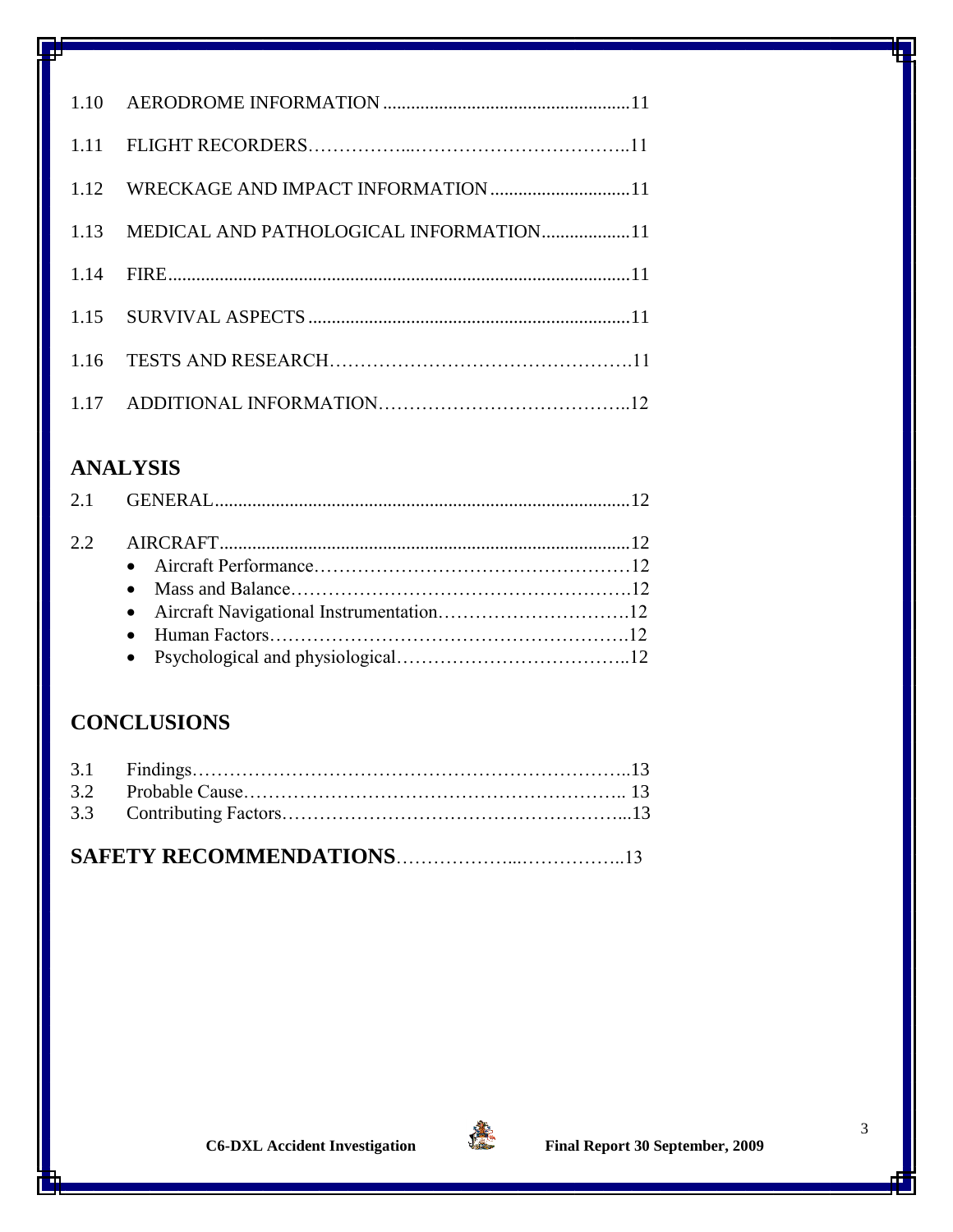1.10 AERODROME INFORMATION ....................................................11

1.11 FLIGHT RECORDERS……………...……………………………..11

1.12 WRECKAGE AND IMPACT INFORMATION .............................11

1.13 MEDICAL AND PATHOLOGICAL INFORMATION..................11

1.14 FIRE.................................................................................................11

1.15 SURVIVAL ASPECTS ....................................................................11

1.16 TESTS AND RESEARCH………………………………………….11

1.17 ADDITIONAL INFORMATION…………………………………..12

## ANALYSIS

2.1 GENERAL........................................................................................12

2.2 AIRCRAFT.......................................................................................12

- Aircraft Performance……………………………………………12
- Mass and Balance……………………………………………….12
- Aircraft Navigational Instrumentation…………………………..12
- Human Factors…………………………………………………..12
- Psychological and physiological………………………………..12

## CONCLUSIONS

3.1 Findings…………………………………………………………..13
3.2 Probable Cause……………………………………………………. 13
3.3 Contributing Factors……………………………………………...13

## SAFETY RECOMMENDATIONS……………...……………..13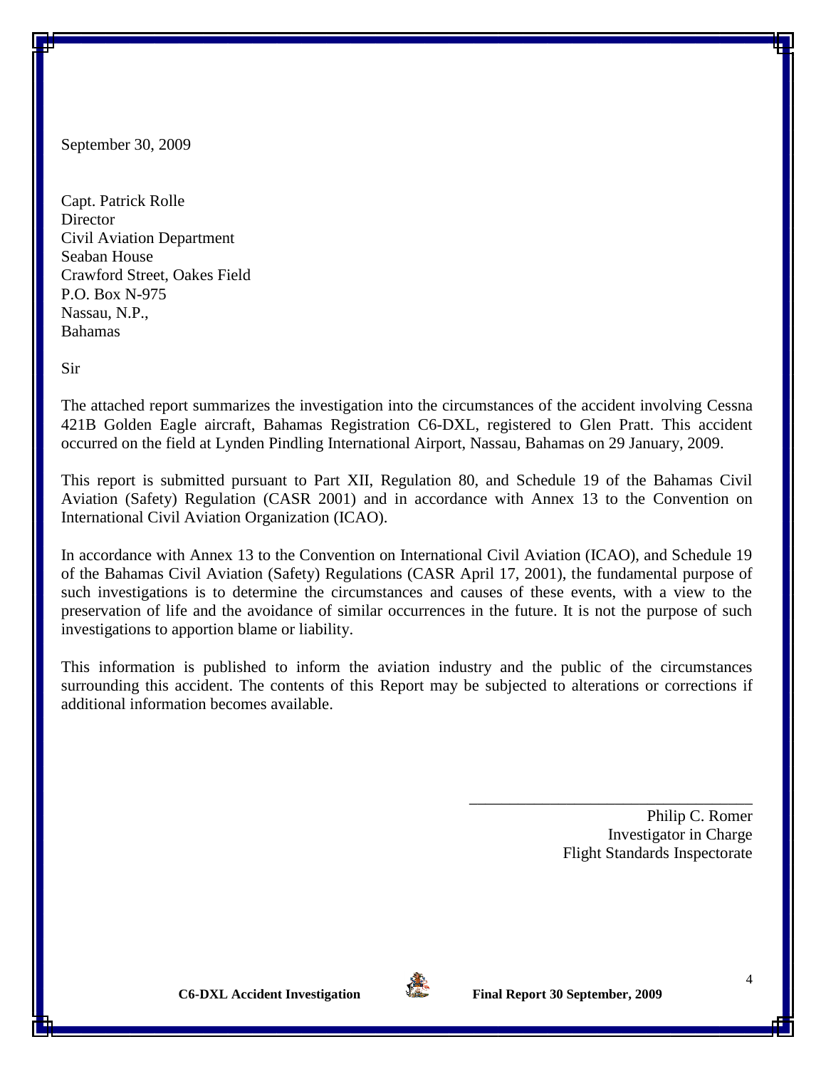September 30, 2009

Capt. Patrick Rolle
Director
Civil Aviation Department
Seaban House
Crawford Street, Oakes Field
P.O. Box N-975
Nassau, N.P.,
Bahamas

Sir

The attached report summarizes the investigation into the circumstances of the accident involving Cessna 421B Golden Eagle aircraft, Bahamas Registration C6-DXL, registered to Glen Pratt. This accident occurred on the field at Lynden Pindling International Airport, Nassau, Bahamas on 29 January, 2009.

This report is submitted pursuant to Part XII, Regulation 80, and Schedule 19 of the Bahamas Civil Aviation (Safety) Regulation (CASR 2001) and in accordance with Annex 13 to the Convention on International Civil Aviation Organization (ICAO).

In accordance with Annex 13 to the Convention on International Civil Aviation (ICAO), and Schedule 19 of the Bahamas Civil Aviation (Safety) Regulations (CASR April 17, 2001), the fundamental purpose of such investigations is to determine the circumstances and causes of these events, with a view to the preservation of life and the avoidance of similar occurrences in the future. It is not the purpose of such investigations to apportion blame or liability.

This information is published to inform the aviation industry and the public of the circumstances surrounding this accident. The contents of this Report may be subjected to alterations or corrections if additional information becomes available.

\_\_\_\_\_\_\_\_\_\_\_\_\_\_\_\_\_\_\_\_\_\_\_\_\_\_\_\_\_\_\_\_

Philip C. Romer
Investigator in Charge
Flight Standards Inspectorate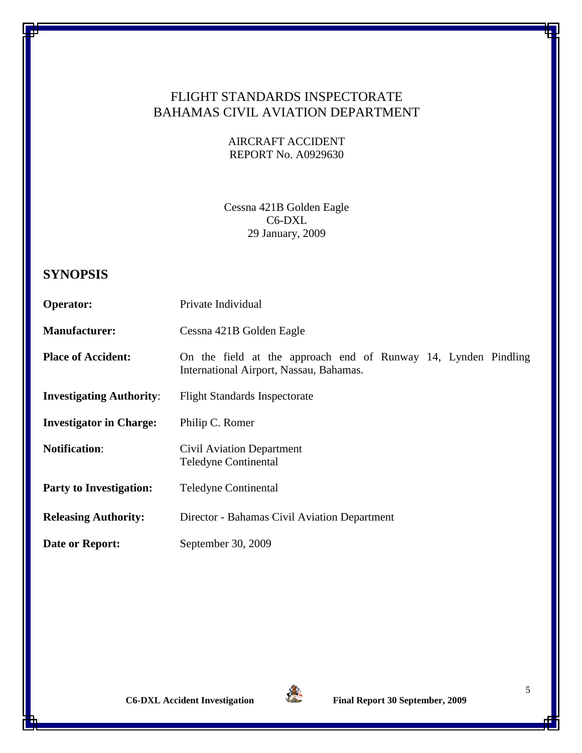FLIGHT STANDARDS INSPECTORATE
BAHAMAS CIVIL AVIATION DEPARTMENT

AIRCRAFT ACCIDENT
REPORT No. A0929630

Cessna 421B Golden Eagle
C6-DXL
29 January, 2009

## SYNOPSIS

**Operator:** Private Individual

**Manufacturer:** Cessna 421B Golden Eagle

**Place of Accident:** On the field at the approach end of Runway 14, Lynden Pindling International Airport, Nassau, Bahamas.

**Investigating Authority**: Flight Standards Inspectorate

**Investigator in Charge:** Philip C. Romer

**Notification**: Civil Aviation Department
Teledyne Continental

**Party to Investigation:** Teledyne Continental

**Releasing Authority:** Director - Bahamas Civil Aviation Department

**Date or Report:** September 30, 2009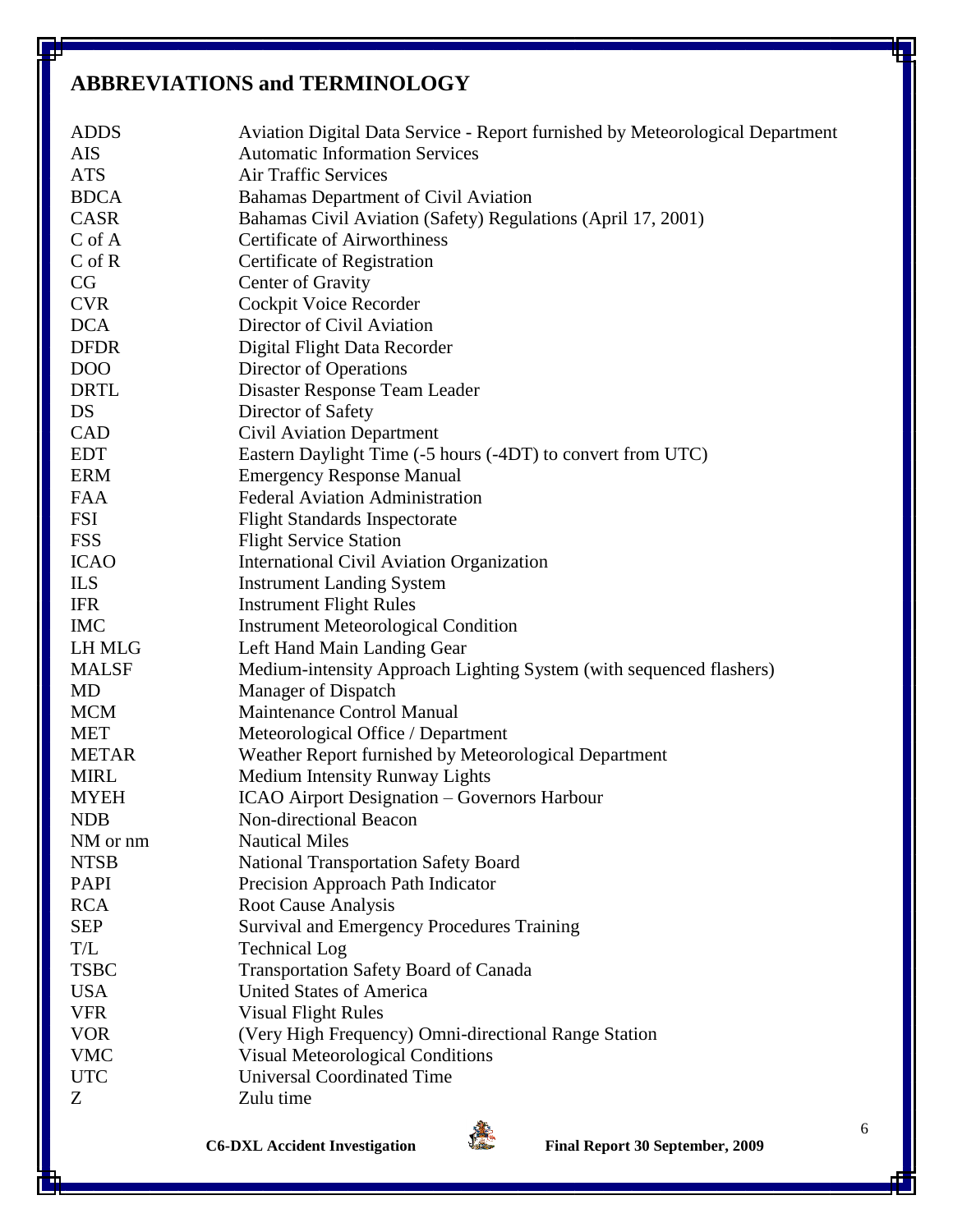## ABBREVIATIONS and TERMINOLOGY

| | |
|---|---|
| ADDS | Aviation Digital Data Service - Report furnished by Meteorological Department |
| AIS | Automatic Information Services |
| ATS | Air Traffic Services |
| BDCA | Bahamas Department of Civil Aviation |
| CASR | Bahamas Civil Aviation (Safety) Regulations (April 17, 2001) |
| C of A | Certificate of Airworthiness |
| C of R | Certificate of Registration |
| CG | Center of Gravity |
| CVR | Cockpit Voice Recorder |
| DCA | Director of Civil Aviation |
| DFDR | Digital Flight Data Recorder |
| DOO | Director of Operations |
| DRTL | Disaster Response Team Leader |
| DS | Director of Safety |
| CAD | Civil Aviation Department |
| EDT | Eastern Daylight Time (-5 hours (-4DT) to convert from UTC) |
| ERM | Emergency Response Manual |
| FAA | Federal Aviation Administration |
| FSI | Flight Standards Inspectorate |
| FSS | Flight Service Station |
| ICAO | International Civil Aviation Organization |
| ILS | Instrument Landing System |
| IFR | Instrument Flight Rules |
| IMC | Instrument Meteorological Condition |
| LH MLG | Left Hand Main Landing Gear |
| MALSF | Medium-intensity Approach Lighting System (with sequenced flashers) |
| MD | Manager of Dispatch |
| MCM | Maintenance Control Manual |
| MET | Meteorological Office / Department |
| METAR | Weather Report furnished by Meteorological Department |
| MIRL | Medium Intensity Runway Lights |
| MYEH | ICAO Airport Designation – Governors Harbour |
| NDB | Non-directional Beacon |
| NM or nm | Nautical Miles |
| NTSB | National Transportation Safety Board |
| PAPI | Precision Approach Path Indicator |
| RCA | Root Cause Analysis |
| SEP | Survival and Emergency Procedures Training |
| T/L | Technical Log |
| TSBC | Transportation Safety Board of Canada |
| USA | United States of America |
| VFR | Visual Flight Rules |
| VOR | (Very High Frequency) Omni-directional Range Station |
| VMC | Visual Meteorological Conditions |
| UTC | Universal Coordinated Time |
| Z | Zulu time |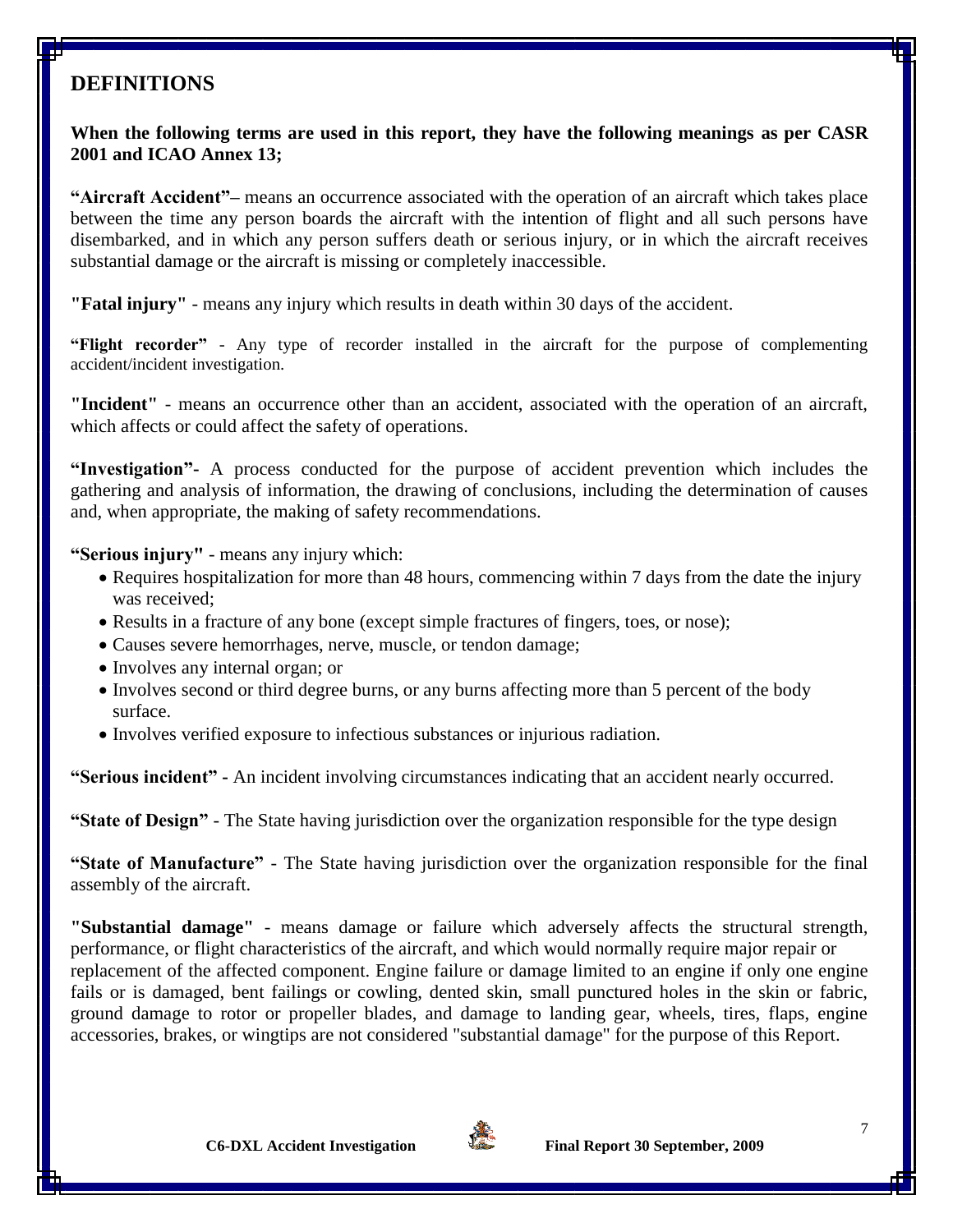## DEFINITIONS

**When the following terms are used in this report, they have the following meanings as per CASR 2001 and ICAO Annex 13;**

**"Aircraft Accident"–** means an occurrence associated with the operation of an aircraft which takes place between the time any person boards the aircraft with the intention of flight and all such persons have disembarked, and in which any person suffers death or serious injury, or in which the aircraft receives substantial damage or the aircraft is missing or completely inaccessible.

**"Fatal injury"** - means any injury which results in death within 30 days of the accident.

**"Flight recorder"** - Any type of recorder installed in the aircraft for the purpose of complementing accident/incident investigation.

**"Incident"** - means an occurrence other than an accident, associated with the operation of an aircraft, which affects or could affect the safety of operations.

**"Investigation"-** A process conducted for the purpose of accident prevention which includes the gathering and analysis of information, the drawing of conclusions, including the determination of causes and, when appropriate, the making of safety recommendations.

**"Serious injury"** - means any injury which:

- Requires hospitalization for more than 48 hours, commencing within 7 days from the date the injury was received;
- Results in a fracture of any bone (except simple fractures of fingers, toes, or nose);
- Causes severe hemorrhages, nerve, muscle, or tendon damage;
- Involves any internal organ; or
- Involves second or third degree burns, or any burns affecting more than 5 percent of the body surface.
- Involves verified exposure to infectious substances or injurious radiation.

**"Serious incident" -** An incident involving circumstances indicating that an accident nearly occurred.

**"State of Design"** - The State having jurisdiction over the organization responsible for the type design

**"State of Manufacture"** - The State having jurisdiction over the organization responsible for the final assembly of the aircraft.

**"Substantial damage"** - means damage or failure which adversely affects the structural strength, performance, or flight characteristics of the aircraft, and which would normally require major repair or replacement of the affected component. Engine failure or damage limited to an engine if only one engine fails or is damaged, bent failings or cowling, dented skin, small punctured holes in the skin or fabric, ground damage to rotor or propeller blades, and damage to landing gear, wheels, tires, flaps, engine accessories, brakes, or wingtips are not considered "substantial damage" for the purpose of this Report.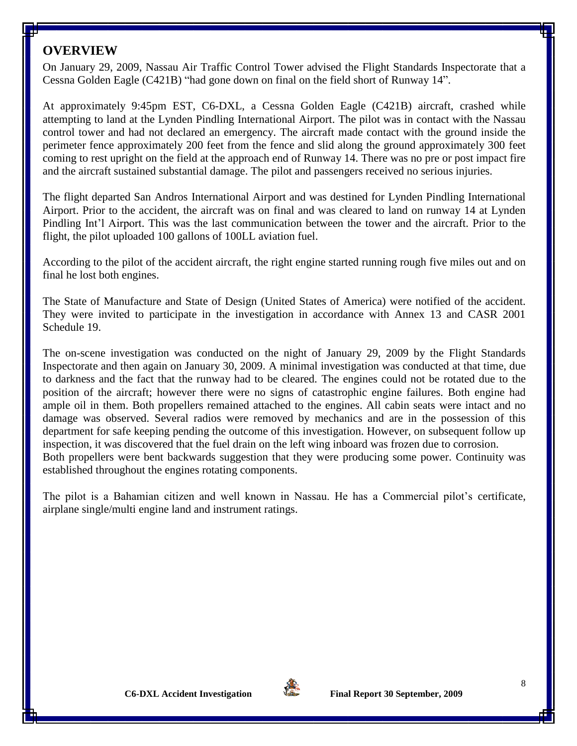## OVERVIEW

On January 29, 2009, Nassau Air Traffic Control Tower advised the Flight Standards Inspectorate that a Cessna Golden Eagle (C421B) "had gone down on final on the field short of Runway 14".

At approximately 9:45pm EST, C6-DXL, a Cessna Golden Eagle (C421B) aircraft, crashed while attempting to land at the Lynden Pindling International Airport. The pilot was in contact with the Nassau control tower and had not declared an emergency. The aircraft made contact with the ground inside the perimeter fence approximately 200 feet from the fence and slid along the ground approximately 300 feet coming to rest upright on the field at the approach end of Runway 14. There was no pre or post impact fire and the aircraft sustained substantial damage. The pilot and passengers received no serious injuries.

The flight departed San Andros International Airport and was destined for Lynden Pindling International Airport. Prior to the accident, the aircraft was on final and was cleared to land on runway 14 at Lynden Pindling Int'l Airport. This was the last communication between the tower and the aircraft. Prior to the flight, the pilot uploaded 100 gallons of 100LL aviation fuel.

According to the pilot of the accident aircraft, the right engine started running rough five miles out and on final he lost both engines.

The State of Manufacture and State of Design (United States of America) were notified of the accident. They were invited to participate in the investigation in accordance with Annex 13 and CASR 2001 Schedule 19.

The on-scene investigation was conducted on the night of January 29, 2009 by the Flight Standards Inspectorate and then again on January 30, 2009. A minimal investigation was conducted at that time, due to darkness and the fact that the runway had to be cleared. The engines could not be rotated due to the position of the aircraft; however there were no signs of catastrophic engine failures. Both engine had ample oil in them. Both propellers remained attached to the engines. All cabin seats were intact and no damage was observed. Several radios were removed by mechanics and are in the possession of this department for safe keeping pending the outcome of this investigation. However, on subsequent follow up inspection, it was discovered that the fuel drain on the left wing inboard was frozen due to corrosion.
Both propellers were bent backwards suggestion that they were producing some power. Continuity was established throughout the engines rotating components.

The pilot is a Bahamian citizen and well known in Nassau. He has a Commercial pilot's certificate, airplane single/multi engine land and instrument ratings.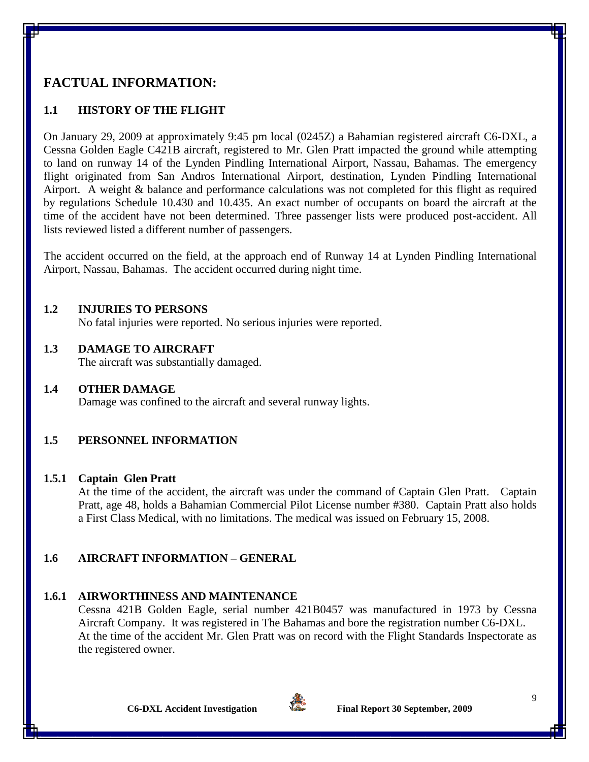# FACTUAL INFORMATION:

## 1.1 HISTORY OF THE FLIGHT

On January 29, 2009 at approximately 9:45 pm local (0245Z) a Bahamian registered aircraft C6-DXL, a Cessna Golden Eagle C421B aircraft, registered to Mr. Glen Pratt impacted the ground while attempting to land on runway 14 of the Lynden Pindling International Airport, Nassau, Bahamas. The emergency flight originated from San Andros International Airport, destination, Lynden Pindling International Airport. A weight & balance and performance calculations was not completed for this flight as required by regulations Schedule 10.430 and 10.435. An exact number of occupants on board the aircraft at the time of the accident have not been determined. Three passenger lists were produced post-accident. All lists reviewed listed a different number of passengers.

The accident occurred on the field, at the approach end of Runway 14 at Lynden Pindling International Airport, Nassau, Bahamas. The accident occurred during night time.

## 1.2 INJURIES TO PERSONS

No fatal injuries were reported. No serious injuries were reported.

## 1.3 DAMAGE TO AIRCRAFT

The aircraft was substantially damaged.

## 1.4 OTHER DAMAGE

Damage was confined to the aircraft and several runway lights.

## 1.5 PERSONNEL INFORMATION

### 1.5.1 Captain Glen Pratt

At the time of the accident, the aircraft was under the command of Captain Glen Pratt. Captain Pratt, age 48, holds a Bahamian Commercial Pilot License number #380. Captain Pratt also holds a First Class Medical, with no limitations. The medical was issued on February 15, 2008.

## 1.6 AIRCRAFT INFORMATION – GENERAL

### 1.6.1 AIRWORTHINESS AND MAINTENANCE

Cessna 421B Golden Eagle, serial number 421B0457 was manufactured in 1973 by Cessna Aircraft Company. It was registered in The Bahamas and bore the registration number C6-DXL. At the time of the accident Mr. Glen Pratt was on record with the Flight Standards Inspectorate as the registered owner.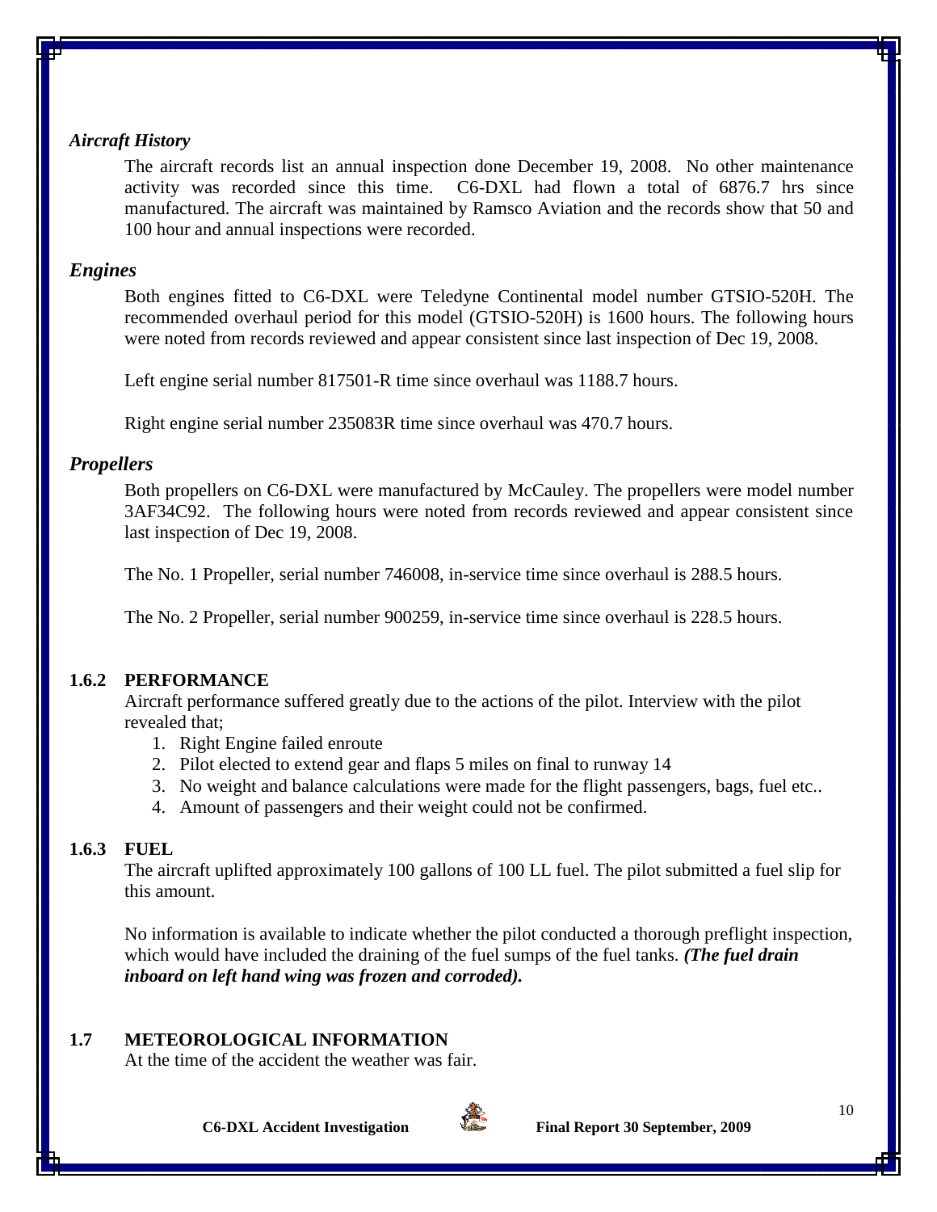### *Aircraft History*

The aircraft records list an annual inspection done December 19, 2008. No other maintenance activity was recorded since this time. C6-DXL had flown a total of 6876.7 hrs since manufactured. The aircraft was maintained by Ramsco Aviation and the records show that 50 and 100 hour and annual inspections were recorded.

### *Engines*

Both engines fitted to C6-DXL were Teledyne Continental model number GTSIO-520H. The recommended overhaul period for this model (GTSIO-520H) is 1600 hours. The following hours were noted from records reviewed and appear consistent since last inspection of Dec 19, 2008.

Left engine serial number 817501-R time since overhaul was 1188.7 hours.

Right engine serial number 235083R time since overhaul was 470.7 hours.

### *Propellers*

Both propellers on C6-DXL were manufactured by McCauley. The propellers were model number 3AF34C92. The following hours were noted from records reviewed and appear consistent since last inspection of Dec 19, 2008.

The No. 1 Propeller, serial number 746008, in-service time since overhaul is 288.5 hours.

The No. 2 Propeller, serial number 900259, in-service time since overhaul is 228.5 hours.

### 1.6.2 PERFORMANCE

Aircraft performance suffered greatly due to the actions of the pilot. Interview with the pilot revealed that;

1. Right Engine failed enroute
2. Pilot elected to extend gear and flaps 5 miles on final to runway 14
3. No weight and balance calculations were made for the flight passengers, bags, fuel etc..
4. Amount of passengers and their weight could not be confirmed.

### 1.6.3 FUEL

The aircraft uplifted approximately 100 gallons of 100 LL fuel. The pilot submitted a fuel slip for this amount.

No information is available to indicate whether the pilot conducted a thorough preflight inspection, which would have included the draining of the fuel sumps of the fuel tanks. ***(The fuel drain inboard on left hand wing was frozen and corroded).***

## 1.7 METEOROLOGICAL INFORMATION

At the time of the accident the weather was fair.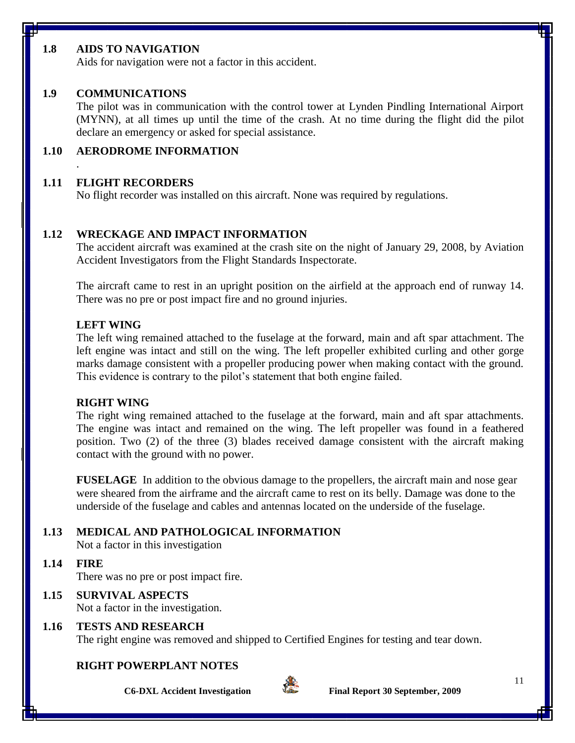## 1.8 AIDS TO NAVIGATION

Aids for navigation were not a factor in this accident.

## 1.9 COMMUNICATIONS

The pilot was in communication with the control tower at Lynden Pindling International Airport (MYNN), at all times up until the time of the crash. At no time during the flight did the pilot declare an emergency or asked for special assistance.

## 1.10 AERODROME INFORMATION

.

## 1.11 FLIGHT RECORDERS

No flight recorder was installed on this aircraft. None was required by regulations.

## 1.12 WRECKAGE AND IMPACT INFORMATION

The accident aircraft was examined at the crash site on the night of January 29, 2008, by Aviation Accident Investigators from the Flight Standards Inspectorate.

The aircraft came to rest in an upright position on the airfield at the approach end of runway 14. There was no pre or post impact fire and no ground injuries.

**LEFT WING**

The left wing remained attached to the fuselage at the forward, main and aft spar attachment. The left engine was intact and still on the wing. The left propeller exhibited curling and other gorge marks damage consistent with a propeller producing power when making contact with the ground. This evidence is contrary to the pilot's statement that both engine failed.

**RIGHT WING**

The right wing remained attached to the fuselage at the forward, main and aft spar attachments. The engine was intact and remained on the wing. The left propeller was found in a feathered position. Two (2) of the three (3) blades received damage consistent with the aircraft making contact with the ground with no power.

**FUSELAGE** In addition to the obvious damage to the propellers, the aircraft main and nose gear were sheared from the airframe and the aircraft came to rest on its belly. Damage was done to the underside of the fuselage and cables and antennas located on the underside of the fuselage.

## 1.13 MEDICAL AND PATHOLOGICAL INFORMATION

Not a factor in this investigation

## 1.14 FIRE

There was no pre or post impact fire.

## 1.15 SURVIVAL ASPECTS

Not a factor in the investigation.

## 1.16 TESTS AND RESEARCH

The right engine was removed and shipped to Certified Engines for testing and tear down.

**RIGHT POWERPLANT NOTES**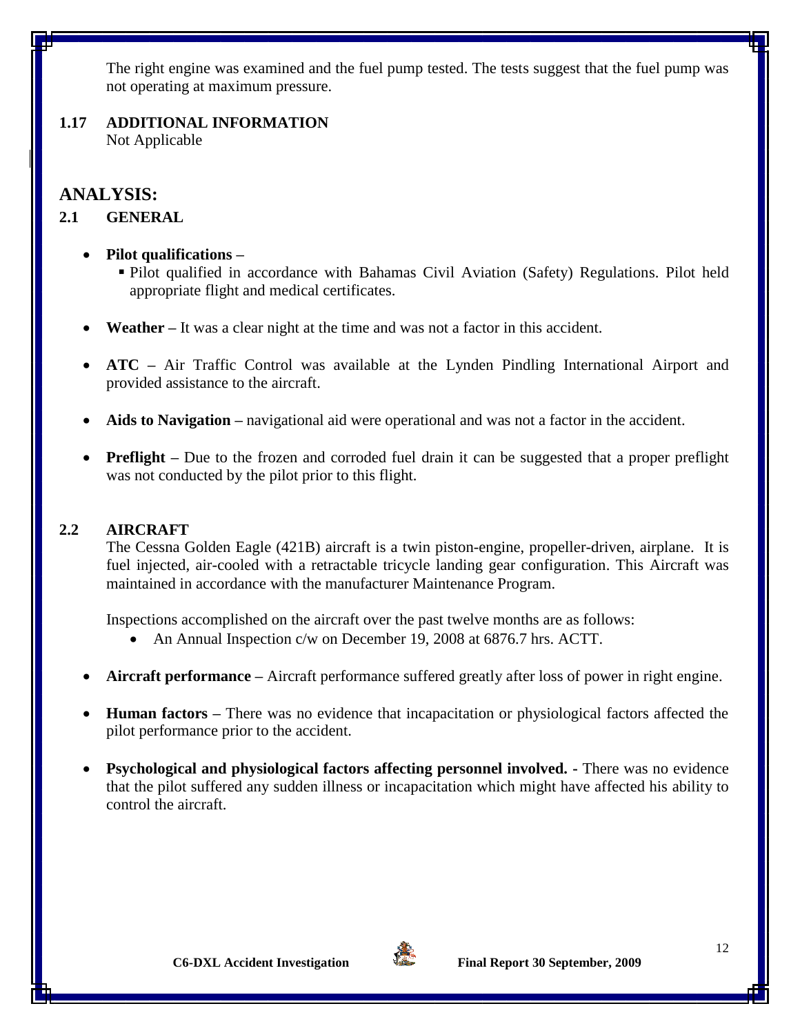The right engine was examined and the fuel pump tested. The tests suggest that the fuel pump was not operating at maximum pressure.

### 1.17 ADDITIONAL INFORMATION

Not Applicable

## ANALYSIS:

### 2.1 GENERAL

- **Pilot qualifications –**
  - Pilot qualified in accordance with Bahamas Civil Aviation (Safety) Regulations. Pilot held appropriate flight and medical certificates.
- **Weather –** It was a clear night at the time and was not a factor in this accident.
- **ATC –** Air Traffic Control was available at the Lynden Pindling International Airport and provided assistance to the aircraft.
- **Aids to Navigation –** navigational aid were operational and was not a factor in the accident.
- **Preflight –** Due to the frozen and corroded fuel drain it can be suggested that a proper preflight was not conducted by the pilot prior to this flight.

### 2.2 AIRCRAFT

The Cessna Golden Eagle (421B) aircraft is a twin piston-engine, propeller-driven, airplane. It is fuel injected, air-cooled with a retractable tricycle landing gear configuration. This Aircraft was maintained in accordance with the manufacturer Maintenance Program.

Inspections accomplished on the aircraft over the past twelve months are as follows:

- An Annual Inspection c/w on December 19, 2008 at 6876.7 hrs. ACTT.

- **Aircraft performance –** Aircraft performance suffered greatly after loss of power in right engine.
- **Human factors –** There was no evidence that incapacitation or physiological factors affected the pilot performance prior to the accident.
- **Psychological and physiological factors affecting personnel involved. -** There was no evidence that the pilot suffered any sudden illness or incapacitation which might have affected his ability to control the aircraft.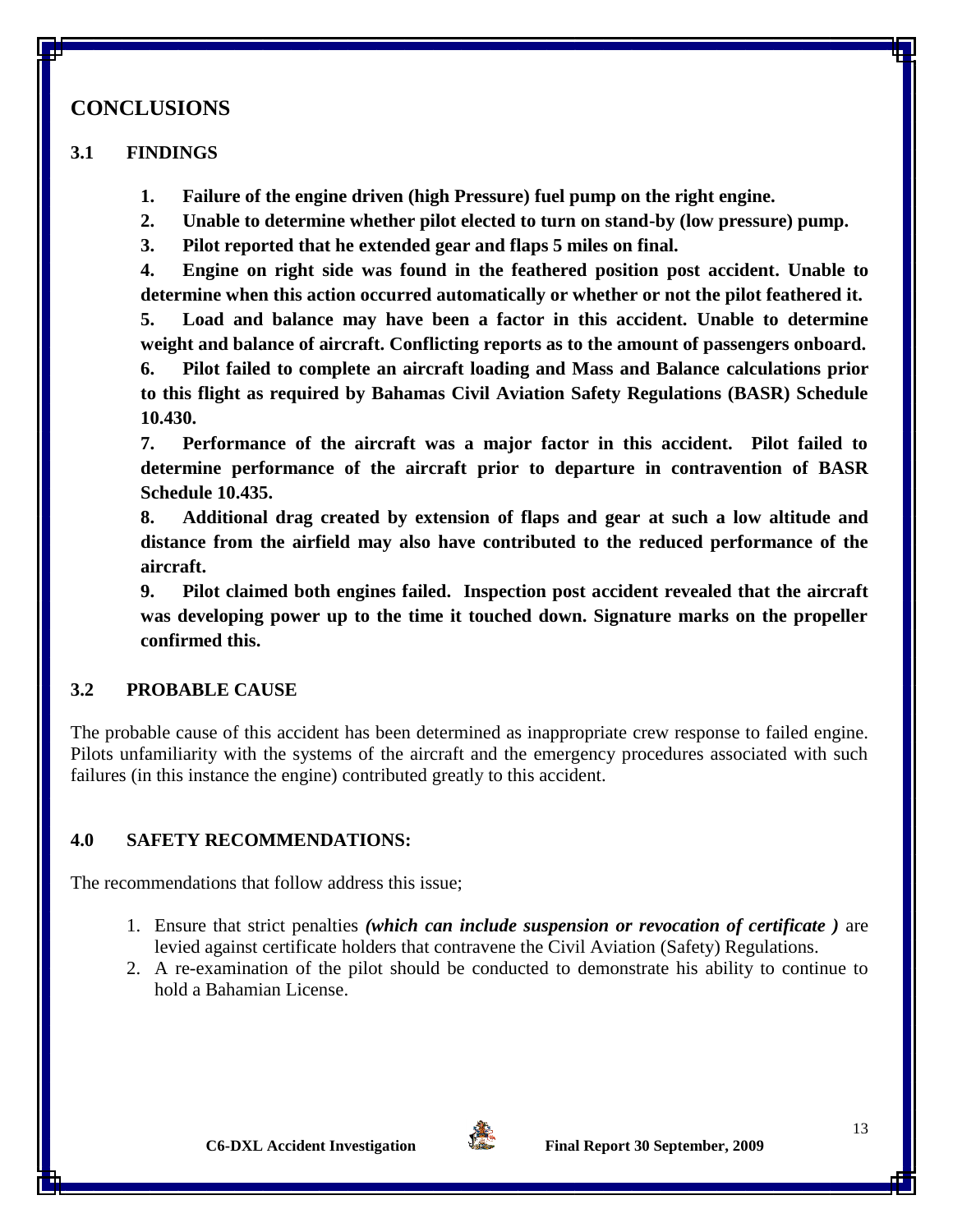## CONCLUSIONS

### 3.1 FINDINGS

1. **Failure of the engine driven (high Pressure) fuel pump on the right engine.**
2. **Unable to determine whether pilot elected to turn on stand-by (low pressure) pump.**
3. **Pilot reported that he extended gear and flaps 5 miles on final.**
4. **Engine on right side was found in the feathered position post accident. Unable to determine when this action occurred automatically or whether or not the pilot feathered it.**
5. **Load and balance may have been a factor in this accident. Unable to determine weight and balance of aircraft. Conflicting reports as to the amount of passengers onboard.**
6. **Pilot failed to complete an aircraft loading and Mass and Balance calculations prior to this flight as required by Bahamas Civil Aviation Safety Regulations (BASR) Schedule 10.430.**
7. **Performance of the aircraft was a major factor in this accident. Pilot failed to determine performance of the aircraft prior to departure in contravention of BASR Schedule 10.435.**
8. **Additional drag created by extension of flaps and gear at such a low altitude and distance from the airfield may also have contributed to the reduced performance of the aircraft.**
9. **Pilot claimed both engines failed. Inspection post accident revealed that the aircraft was developing power up to the time it touched down. Signature marks on the propeller confirmed this.**

### 3.2 PROBABLE CAUSE

The probable cause of this accident has been determined as inappropriate crew response to failed engine. Pilots unfamiliarity with the systems of the aircraft and the emergency procedures associated with such failures (in this instance the engine) contributed greatly to this accident.

## 4.0 SAFETY RECOMMENDATIONS:

The recommendations that follow address this issue;

1. Ensure that strict penalties ***(which can include suspension or revocation of certificate )*** are levied against certificate holders that contravene the Civil Aviation (Safety) Regulations.
2. A re-examination of the pilot should be conducted to demonstrate his ability to continue to hold a Bahamian License.